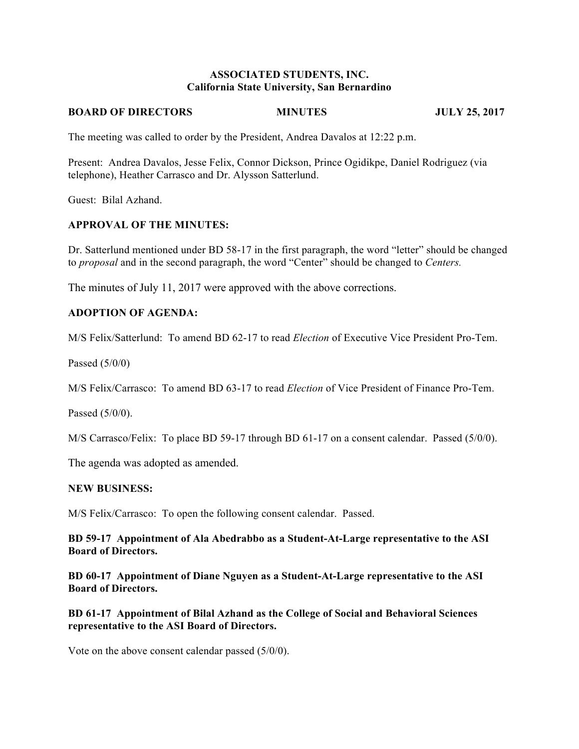**ASSOCIATED STUDENTS, INC.**
**California State University, San Bernardino**

**BOARD OF DIRECTORS MINUTES JULY 25, 2017**

The meeting was called to order by the President, Andrea Davalos at 12:22 p.m.

Present: Andrea Davalos, Jesse Felix, Connor Dickson, Prince Ogidikpe, Daniel Rodriguez (via telephone), Heather Carrasco and Dr. Alysson Satterlund.

Guest: Bilal Azhand.

**APPROVAL OF THE MINUTES:**

Dr. Satterlund mentioned under BD 58-17 in the first paragraph, the word "letter" should be changed to *proposal* and in the second paragraph, the word "Center" should be changed to *Centers.*

The minutes of July 11, 2017 were approved with the above corrections.

**ADOPTION OF AGENDA:**

M/S Felix/Satterlund: To amend BD 62-17 to read *Election* of Executive Vice President Pro-Tem.

Passed (5/0/0)

M/S Felix/Carrasco: To amend BD 63-17 to read *Election* of Vice President of Finance Pro-Tem.

Passed (5/0/0).

M/S Carrasco/Felix: To place BD 59-17 through BD 61-17 on a consent calendar. Passed (5/0/0).

The agenda was adopted as amended.

**NEW BUSINESS:**

M/S Felix/Carrasco: To open the following consent calendar. Passed.

**BD 59-17 Appointment of Ala Abedrabbo as a Student-At-Large representative to the ASI Board of Directors.**

**BD 60-17 Appointment of Diane Nguyen as a Student-At-Large representative to the ASI Board of Directors.**

**BD 61-17 Appointment of Bilal Azhand as the College of Social and Behavioral Sciences representative to the ASI Board of Directors.**

Vote on the above consent calendar passed (5/0/0).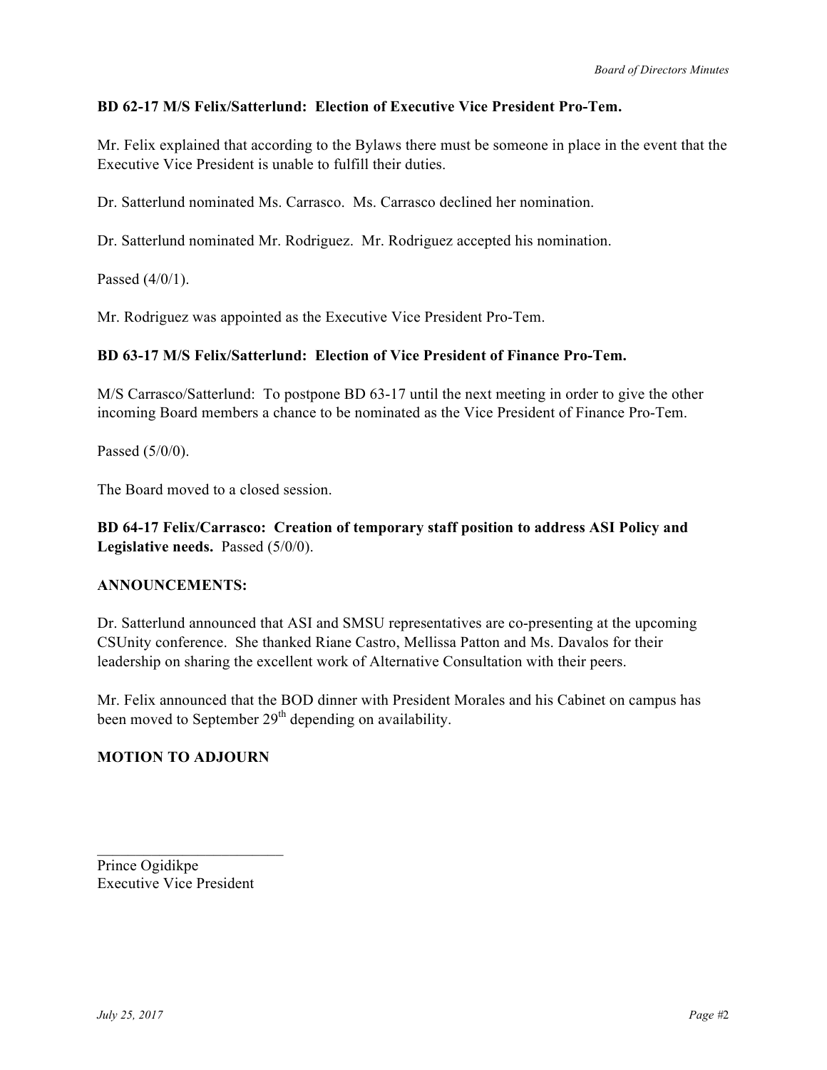**BD 62-17 M/S Felix/Satterlund: Election of Executive Vice President Pro-Tem.**

Mr. Felix explained that according to the Bylaws there must be someone in place in the event that the Executive Vice President is unable to fulfill their duties.

Dr. Satterlund nominated Ms. Carrasco. Ms. Carrasco declined her nomination.

Dr. Satterlund nominated Mr. Rodriguez. Mr. Rodriguez accepted his nomination.

Passed (4/0/1).

Mr. Rodriguez was appointed as the Executive Vice President Pro-Tem.

**BD 63-17 M/S Felix/Satterlund: Election of Vice President of Finance Pro-Tem.**

M/S Carrasco/Satterlund: To postpone BD 63-17 until the next meeting in order to give the other incoming Board members a chance to be nominated as the Vice President of Finance Pro-Tem.

Passed (5/0/0).

The Board moved to a closed session.

**BD 64-17 Felix/Carrasco: Creation of temporary staff position to address ASI Policy and Legislative needs.** Passed (5/0/0).

**ANNOUNCEMENTS:**

Dr. Satterlund announced that ASI and SMSU representatives are co-presenting at the upcoming CSUnity conference. She thanked Riane Castro, Mellissa Patton and Ms. Davalos for their leadership on sharing the excellent work of Alternative Consultation with their peers.

Mr. Felix announced that the BOD dinner with President Morales and his Cabinet on campus has been moved to September 29th depending on availability.

**MOTION TO ADJOURN**

\_\_\_\_\_\_\_\_\_\_\_\_\_\_\_\_\_\_\_\_\_\_\_\_\_

Prince Ogidikpe
Executive Vice President